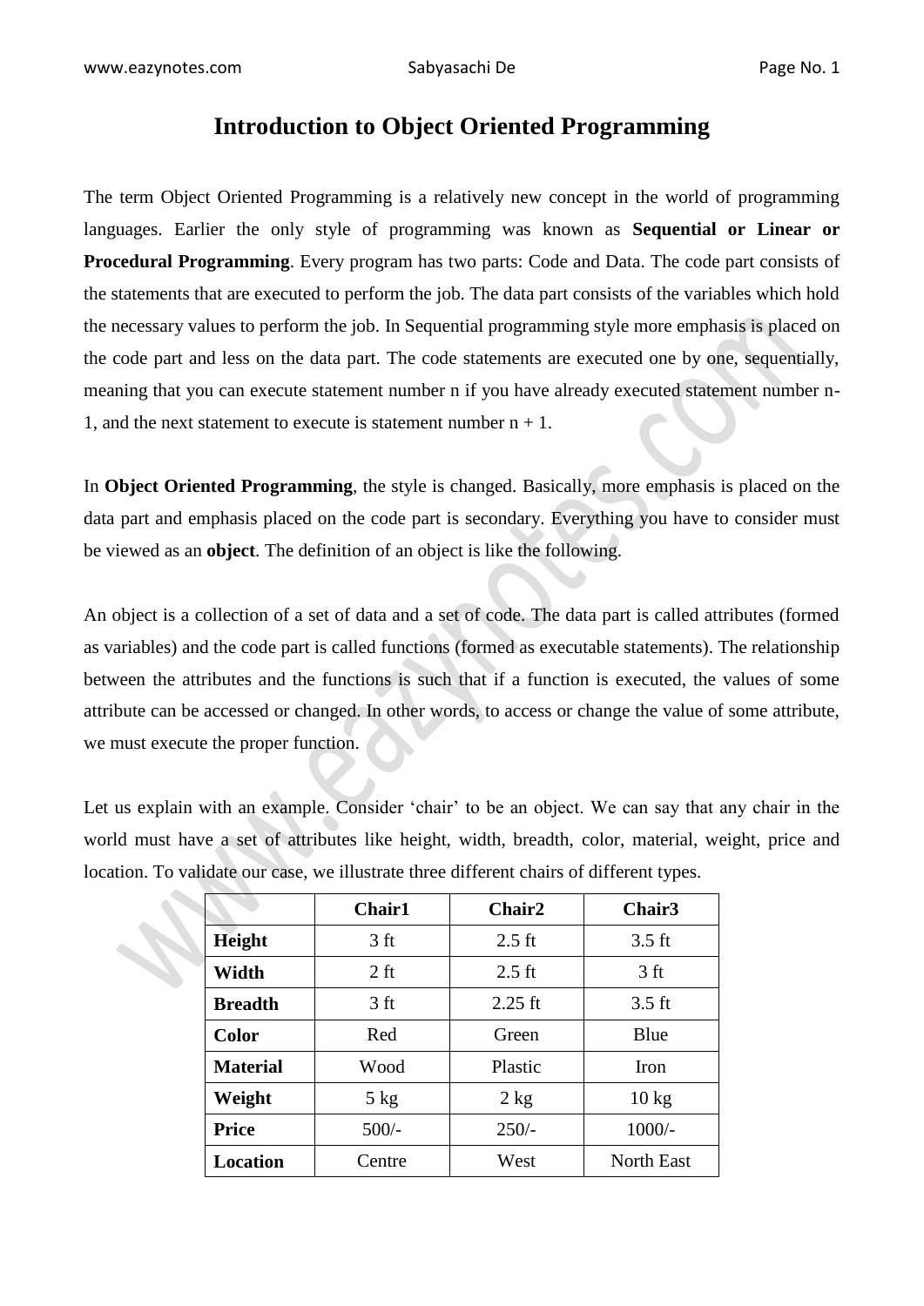# Introduction to Object Oriented Programming

The term Object Oriented Programming is a relatively new concept in the world of programming languages. Earlier the only style of programming was known as **Sequential or Linear or Procedural Programming**. Every program has two parts: Code and Data. The code part consists of the statements that are executed to perform the job. The data part consists of the variables which hold the necessary values to perform the job. In Sequential programming style more emphasis is placed on the code part and less on the data part. The code statements are executed one by one, sequentially, meaning that you can execute statement number n if you have already executed statement number n-1, and the next statement to execute is statement number n + 1.

In **Object Oriented Programming**, the style is changed. Basically, more emphasis is placed on the data part and emphasis placed on the code part is secondary. Everything you have to consider must be viewed as an **object**. The definition of an object is like the following.

An object is a collection of a set of data and a set of code. The data part is called attributes (formed as variables) and the code part is called functions (formed as executable statements). The relationship between the attributes and the functions is such that if a function is executed, the values of some attribute can be accessed or changed. In other words, to access or change the value of some attribute, we must execute the proper function.

Let us explain with an example. Consider 'chair' to be an object. We can say that any chair in the world must have a set of attributes like height, width, breadth, color, material, weight, price and location. To validate our case, we illustrate three different chairs of different types.

| | **Chair1** | **Chair2** | **Chair3** |
|---|---|---|---|
| **Height** | 3 ft | 2.5 ft | 3.5 ft |
| **Width** | 2 ft | 2.5 ft | 3 ft |
| **Breadth** | 3 ft | 2.25 ft | 3.5 ft |
| **Color** | Red | Green | Blue |
| **Material** | Wood | Plastic | Iron |
| **Weight** | 5 kg | 2 kg | 10 kg |
| **Price** | 500/- | 250/- | 1000/- |
| **Location** | Centre | West | North East |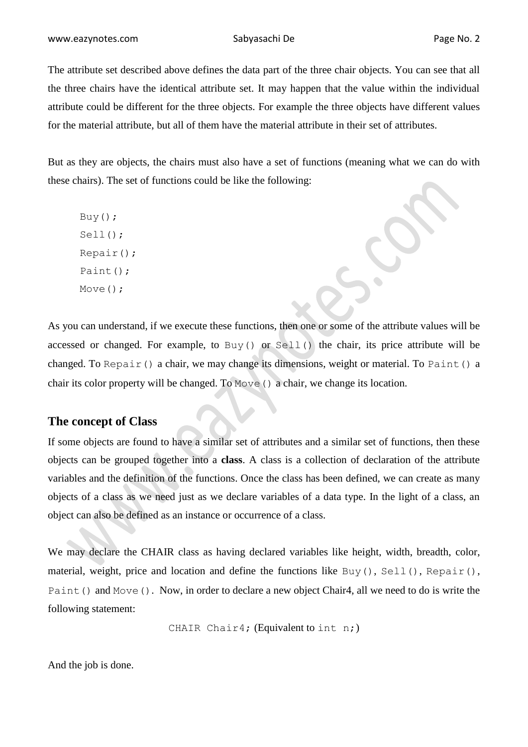The attribute set described above defines the data part of the three chair objects. You can see that all the three chairs have the identical attribute set. It may happen that the value within the individual attribute could be different for the three objects. For example the three objects have different values for the material attribute, but all of them have the material attribute in their set of attributes.

But as they are objects, the chairs must also have a set of functions (meaning what we can do with these chairs). The set of functions could be like the following:

```
Buy();
Sell();
Repair();
Paint();
Move();
```

As you can understand, if we execute these functions, then one or some of the attribute values will be accessed or changed. For example, to `Buy()` or `Sell()` the chair, its price attribute will be changed. To `Repair()` a chair, we may change its dimensions, weight or material. To `Paint()` a chair its color property will be changed. To `Move()` a chair, we change its location.

### The concept of Class

If some objects are found to have a similar set of attributes and a similar set of functions, then these objects can be grouped together into a **class**. A class is a collection of declaration of the attribute variables and the definition of the functions. Once the class has been defined, we can create as many objects of a class as we need just as we declare variables of a data type. In the light of a class, an object can also be defined as an instance or occurrence of a class.

We may declare the CHAIR class as having declared variables like height, width, breadth, color, material, weight, price and location and define the functions like `Buy()`, `Sell()`, `Repair()`, `Paint()` and `Move()`. Now, in order to declare a new object Chair4, all we need to do is write the following statement:

`CHAIR Chair4;` (Equivalent to `int n;`)

And the job is done.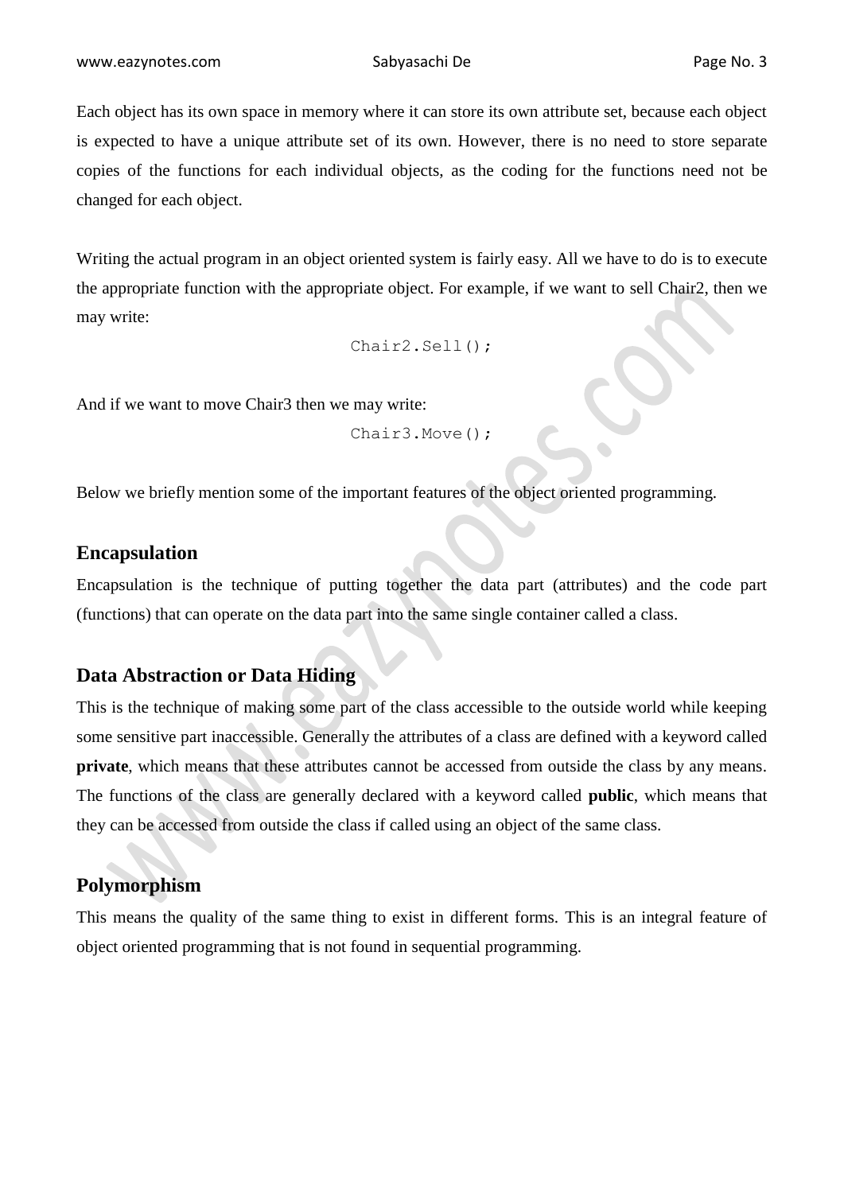Each object has its own space in memory where it can store its own attribute set, because each object is expected to have a unique attribute set of its own. However, there is no need to store separate copies of the functions for each individual objects, as the coding for the functions need not be changed for each object.

Writing the actual program in an object oriented system is fairly easy. All we have to do is to execute the appropriate function with the appropriate object. For example, if we want to sell Chair2, then we may write:

```
Chair2.Sell();
```

And if we want to move Chair3 then we may write:

```
Chair3.Move();
```

Below we briefly mention some of the important features of the object oriented programming.

## Encapsulation

Encapsulation is the technique of putting together the data part (attributes) and the code part (functions) that can operate on the data part into the same single container called a class.

## Data Abstraction or Data Hiding

This is the technique of making some part of the class accessible to the outside world while keeping some sensitive part inaccessible. Generally the attributes of a class are defined with a keyword called **private**, which means that these attributes cannot be accessed from outside the class by any means. The functions of the class are generally declared with a keyword called **public**, which means that they can be accessed from outside the class if called using an object of the same class.

## Polymorphism

This means the quality of the same thing to exist in different forms. This is an integral feature of object oriented programming that is not found in sequential programming.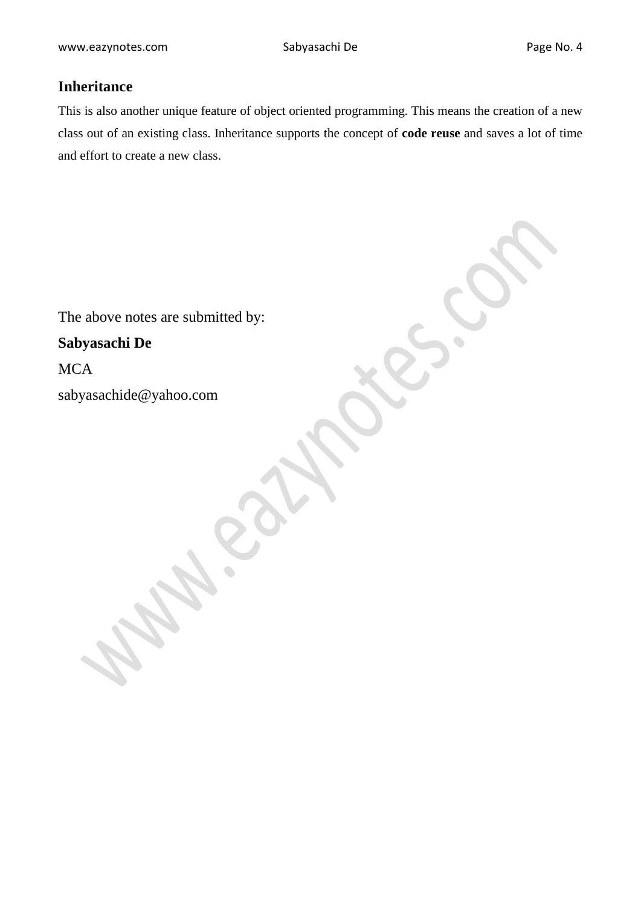## Inheritance

This is also another unique feature of object oriented programming. This means the creation of a new class out of an existing class. Inheritance supports the concept of **code reuse** and saves a lot of time and effort to create a new class.

The above notes are submitted by:

**Sabyasachi De**

MCA

sabyasachide@yahoo.com